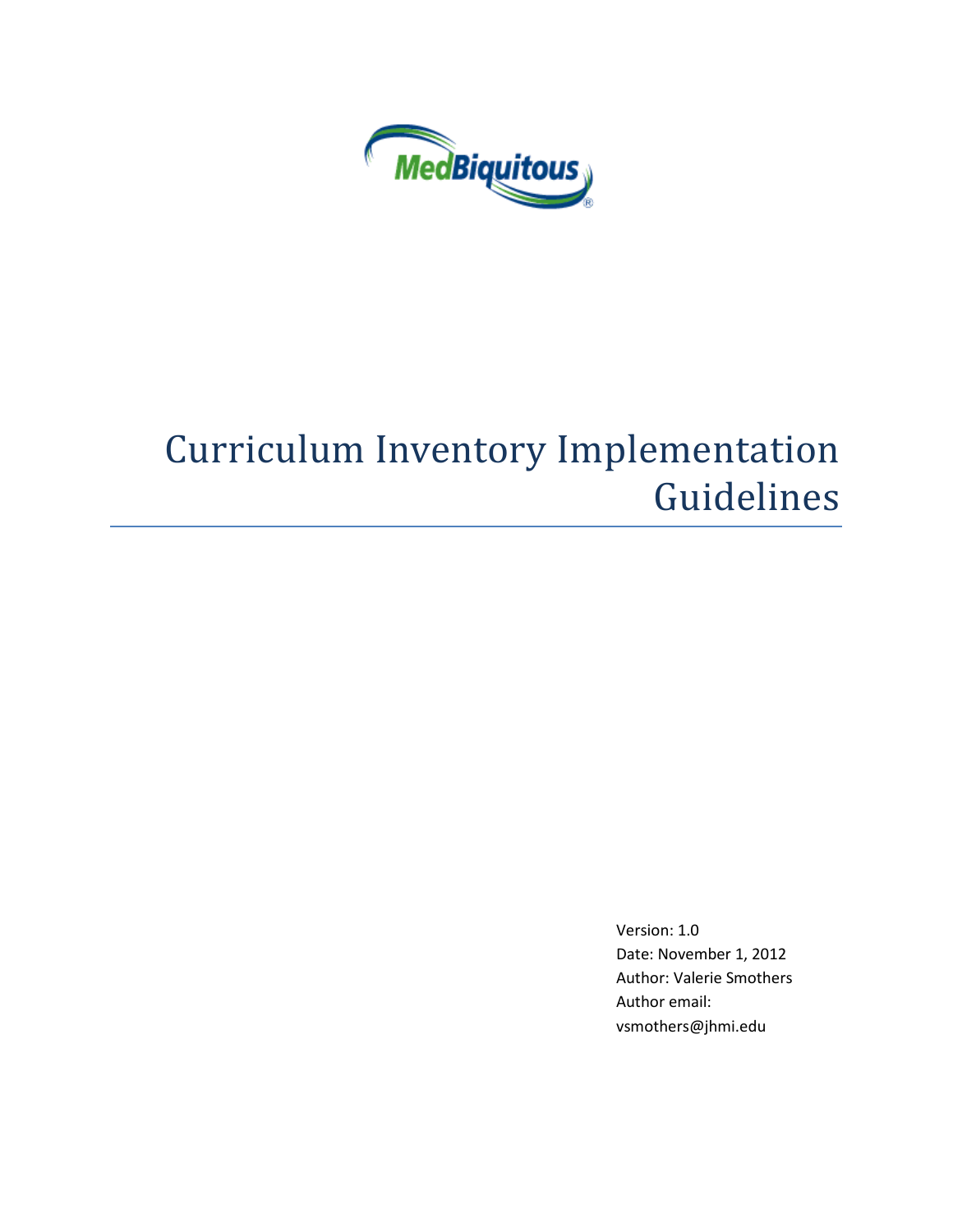MedBiquitous

# Curriculum Inventory Implementation Guidelines

Version: 1.0
Date: November 1, 2012
Author: Valerie Smothers
Author email:
vsmothers@jhmi.edu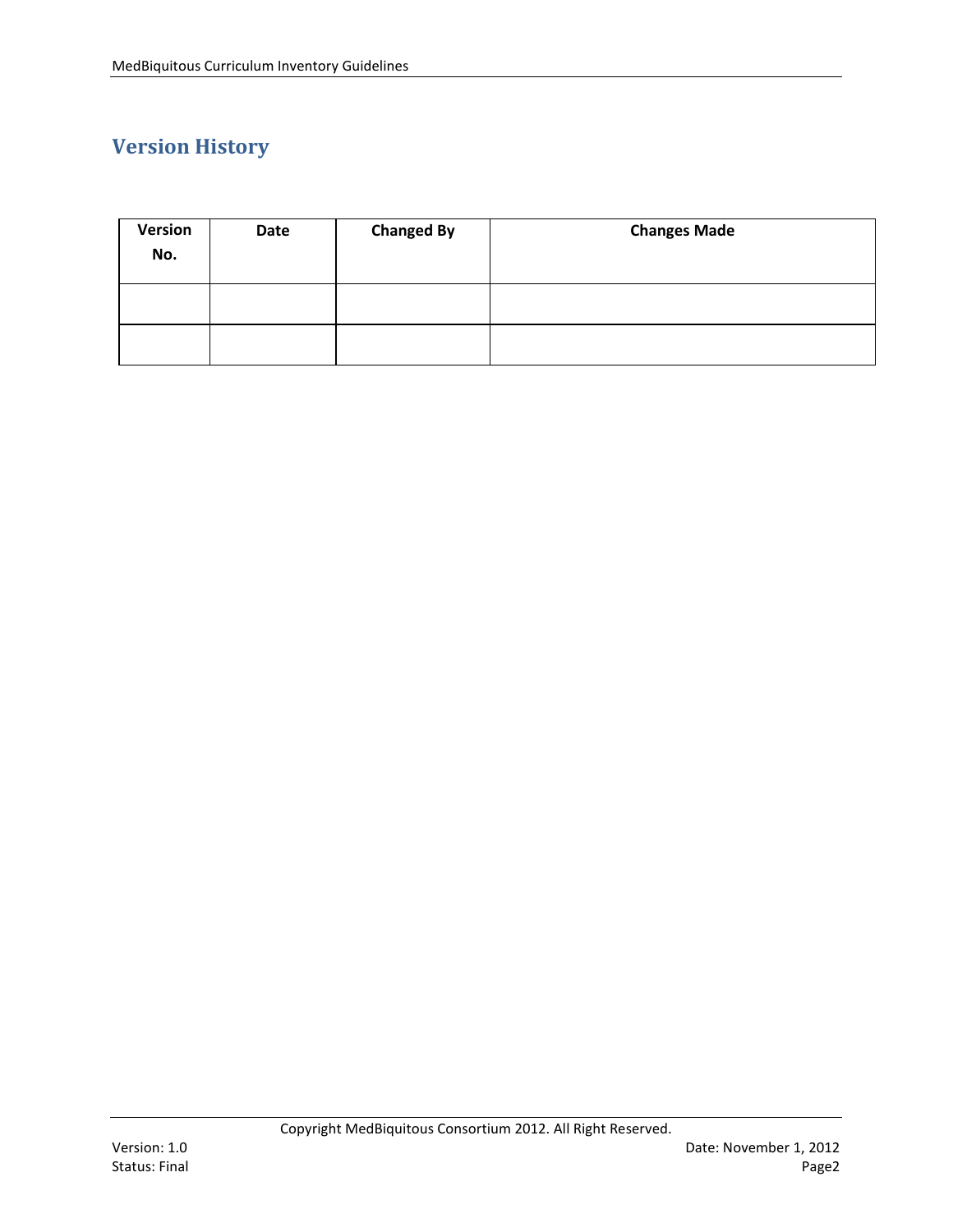## Version History

| Version No. | Date | Changed By | Changes Made |
|---|---|---|---|
| | | | |
| | | | |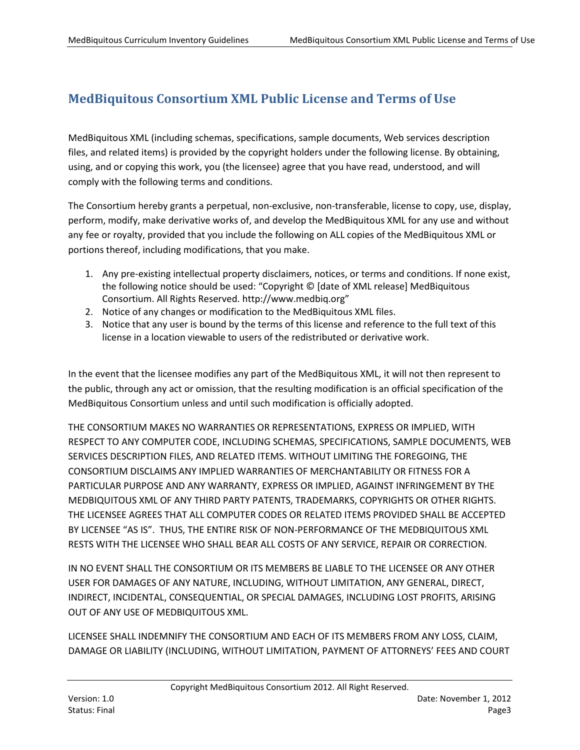## MedBiquitous Consortium XML Public License and Terms of Use

MedBiquitous XML (including schemas, specifications, sample documents, Web services description files, and related items) is provided by the copyright holders under the following license. By obtaining, using, and or copying this work, you (the licensee) agree that you have read, understood, and will comply with the following terms and conditions.

The Consortium hereby grants a perpetual, non-exclusive, non-transferable, license to copy, use, display, perform, modify, make derivative works of, and develop the MedBiquitous XML for any use and without any fee or royalty, provided that you include the following on ALL copies of the MedBiquitous XML or portions thereof, including modifications, that you make.

1. Any pre-existing intellectual property disclaimers, notices, or terms and conditions. If none exist, the following notice should be used: "Copyright © [date of XML release] MedBiquitous Consortium. All Rights Reserved. http://www.medbiq.org"
2. Notice of any changes or modification to the MedBiquitous XML files.
3. Notice that any user is bound by the terms of this license and reference to the full text of this license in a location viewable to users of the redistributed or derivative work.

In the event that the licensee modifies any part of the MedBiquitous XML, it will not then represent to the public, through any act or omission, that the resulting modification is an official specification of the MedBiquitous Consortium unless and until such modification is officially adopted.

THE CONSORTIUM MAKES NO WARRANTIES OR REPRESENTATIONS, EXPRESS OR IMPLIED, WITH RESPECT TO ANY COMPUTER CODE, INCLUDING SCHEMAS, SPECIFICATIONS, SAMPLE DOCUMENTS, WEB SERVICES DESCRIPTION FILES, AND RELATED ITEMS. WITHOUT LIMITING THE FOREGOING, THE CONSORTIUM DISCLAIMS ANY IMPLIED WARRANTIES OF MERCHANTABILITY OR FITNESS FOR A PARTICULAR PURPOSE AND ANY WARRANTY, EXPRESS OR IMPLIED, AGAINST INFRINGEMENT BY THE MEDBIQUITOUS XML OF ANY THIRD PARTY PATENTS, TRADEMARKS, COPYRIGHTS OR OTHER RIGHTS. THE LICENSEE AGREES THAT ALL COMPUTER CODES OR RELATED ITEMS PROVIDED SHALL BE ACCEPTED BY LICENSEE "AS IS". THUS, THE ENTIRE RISK OF NON-PERFORMANCE OF THE MEDBIQUITOUS XML RESTS WITH THE LICENSEE WHO SHALL BEAR ALL COSTS OF ANY SERVICE, REPAIR OR CORRECTION.

IN NO EVENT SHALL THE CONSORTIUM OR ITS MEMBERS BE LIABLE TO THE LICENSEE OR ANY OTHER USER FOR DAMAGES OF ANY NATURE, INCLUDING, WITHOUT LIMITATION, ANY GENERAL, DIRECT, INDIRECT, INCIDENTAL, CONSEQUENTIAL, OR SPECIAL DAMAGES, INCLUDING LOST PROFITS, ARISING OUT OF ANY USE OF MEDBIQUITOUS XML.

LICENSEE SHALL INDEMNIFY THE CONSORTIUM AND EACH OF ITS MEMBERS FROM ANY LOSS, CLAIM, DAMAGE OR LIABILITY (INCLUDING, WITHOUT LIMITATION, PAYMENT OF ATTORNEYS' FEES AND COURT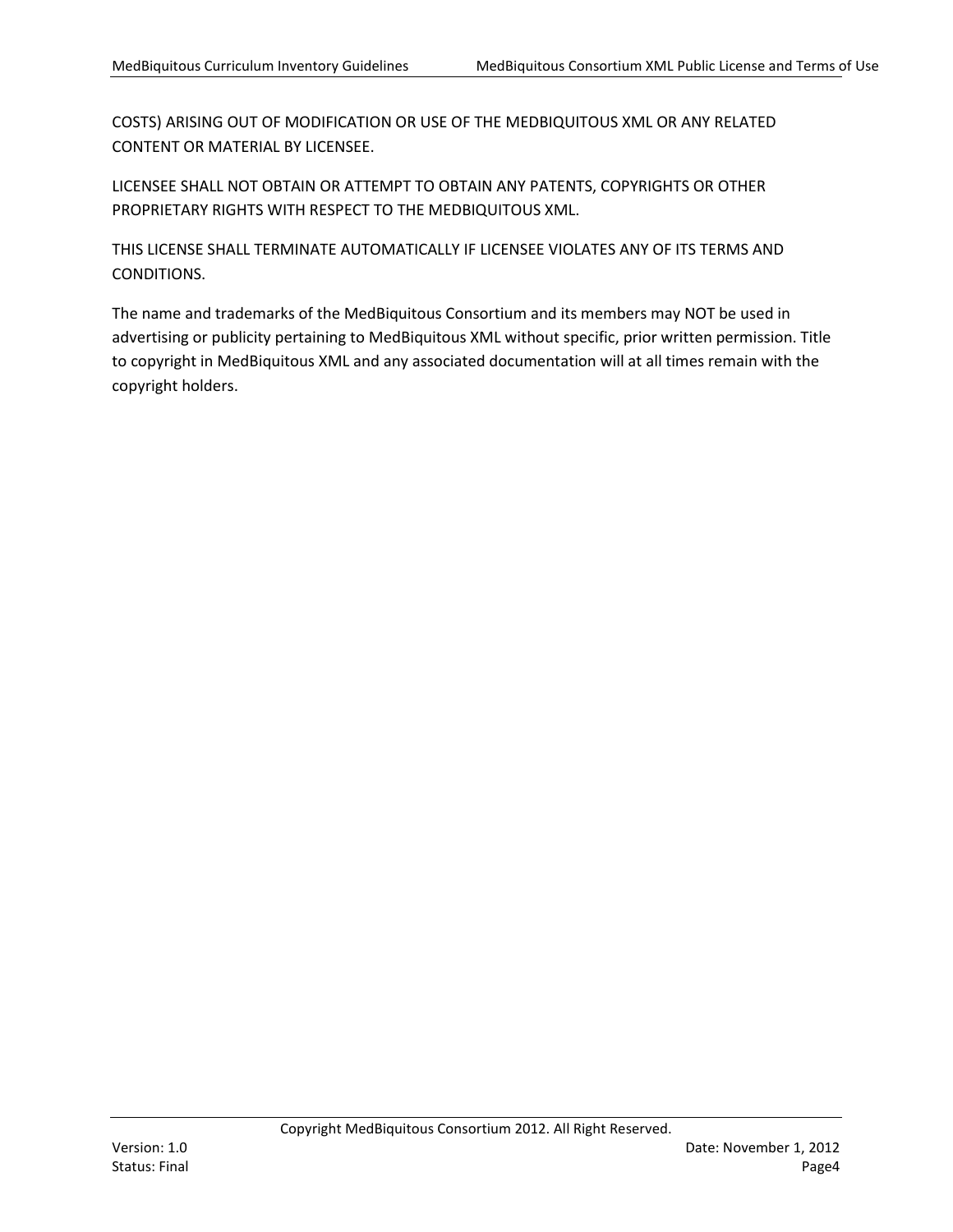COSTS) ARISING OUT OF MODIFICATION OR USE OF THE MEDBIQUITOUS XML OR ANY RELATED CONTENT OR MATERIAL BY LICENSEE.

LICENSEE SHALL NOT OBTAIN OR ATTEMPT TO OBTAIN ANY PATENTS, COPYRIGHTS OR OTHER PROPRIETARY RIGHTS WITH RESPECT TO THE MEDBIQUITOUS XML.

THIS LICENSE SHALL TERMINATE AUTOMATICALLY IF LICENSEE VIOLATES ANY OF ITS TERMS AND CONDITIONS.

The name and trademarks of the MedBiquitous Consortium and its members may NOT be used in advertising or publicity pertaining to MedBiquitous XML without specific, prior written permission. Title to copyright in MedBiquitous XML and any associated documentation will at all times remain with the copyright holders.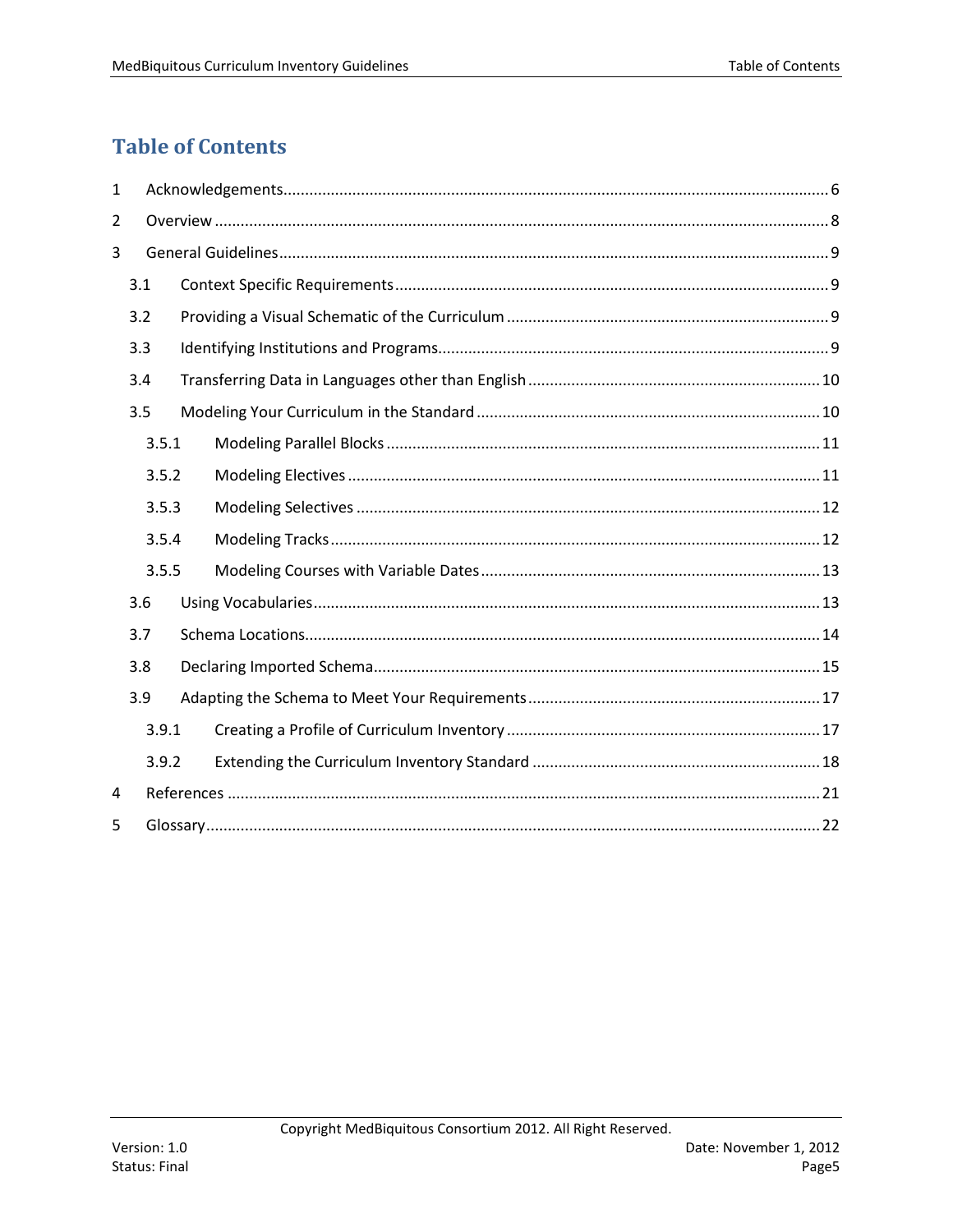# Table of Contents

1 Acknowledgements ..... 6

2 Overview ..... 8

3 General Guidelines ..... 9

- 3.1 Context Specific Requirements ..... 9
- 3.2 Providing a Visual Schematic of the Curriculum ..... 9
- 3.3 Identifying Institutions and Programs ..... 9
- 3.4 Transferring Data in Languages other than English ..... 10
- 3.5 Modeling Your Curriculum in the Standard ..... 10
  - 3.5.1 Modeling Parallel Blocks ..... 11
  - 3.5.2 Modeling Electives ..... 11
  - 3.5.3 Modeling Selectives ..... 12
  - 3.5.4 Modeling Tracks ..... 12
  - 3.5.5 Modeling Courses with Variable Dates ..... 13
- 3.6 Using Vocabularies ..... 13
- 3.7 Schema Locations ..... 14
- 3.8 Declaring Imported Schema ..... 15
- 3.9 Adapting the Schema to Meet Your Requirements ..... 17
  - 3.9.1 Creating a Profile of Curriculum Inventory ..... 17
  - 3.9.2 Extending the Curriculum Inventory Standard ..... 18

4 References ..... 21

5 Glossary ..... 22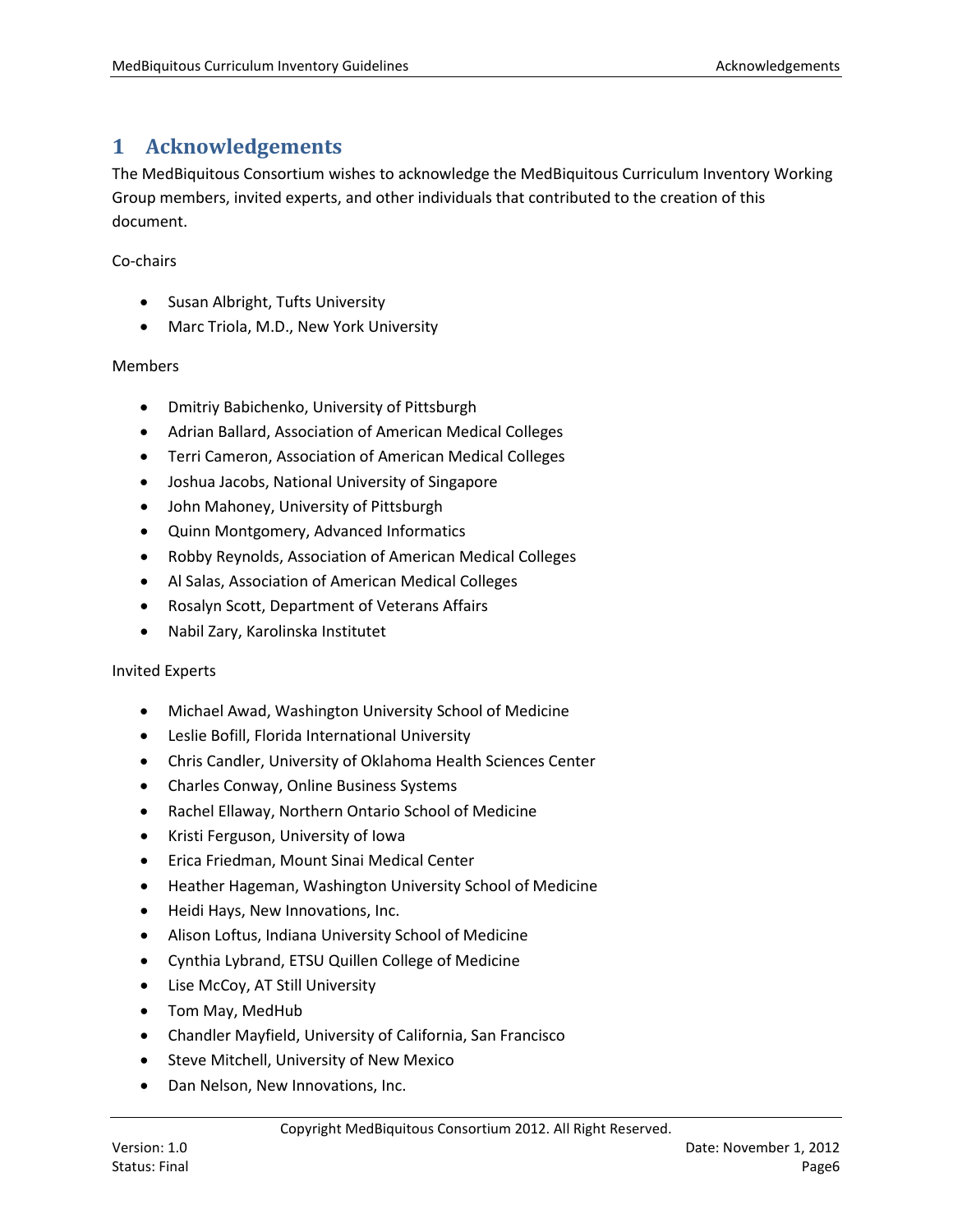# 1 Acknowledgements

The MedBiquitous Consortium wishes to acknowledge the MedBiquitous Curriculum Inventory Working Group members, invited experts, and other individuals that contributed to the creation of this document.

Co-chairs

- Susan Albright, Tufts University
- Marc Triola, M.D., New York University

Members

- Dmitriy Babichenko, University of Pittsburgh
- Adrian Ballard, Association of American Medical Colleges
- Terri Cameron, Association of American Medical Colleges
- Joshua Jacobs, National University of Singapore
- John Mahoney, University of Pittsburgh
- Quinn Montgomery, Advanced Informatics
- Robby Reynolds, Association of American Medical Colleges
- Al Salas, Association of American Medical Colleges
- Rosalyn Scott, Department of Veterans Affairs
- Nabil Zary, Karolinska Institutet

Invited Experts

- Michael Awad, Washington University School of Medicine
- Leslie Bofill, Florida International University
- Chris Candler, University of Oklahoma Health Sciences Center
- Charles Conway, Online Business Systems
- Rachel Ellaway, Northern Ontario School of Medicine
- Kristi Ferguson, University of Iowa
- Erica Friedman, Mount Sinai Medical Center
- Heather Hageman, Washington University School of Medicine
- Heidi Hays, New Innovations, Inc.
- Alison Loftus, Indiana University School of Medicine
- Cynthia Lybrand, ETSU Quillen College of Medicine
- Lise McCoy, AT Still University
- Tom May, MedHub
- Chandler Mayfield, University of California, San Francisco
- Steve Mitchell, University of New Mexico
- Dan Nelson, New Innovations, Inc.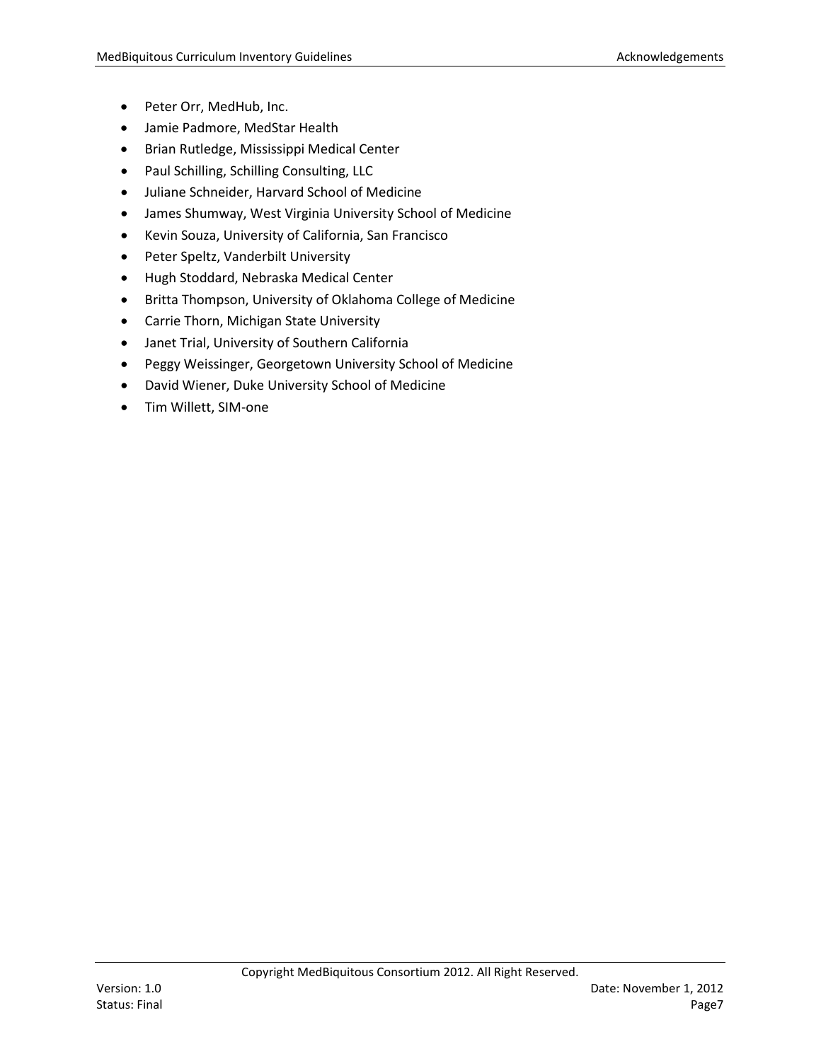- Peter Orr, MedHub, Inc.
- Jamie Padmore, MedStar Health
- Brian Rutledge, Mississippi Medical Center
- Paul Schilling, Schilling Consulting, LLC
- Juliane Schneider, Harvard School of Medicine
- James Shumway, West Virginia University School of Medicine
- Kevin Souza, University of California, San Francisco
- Peter Speltz, Vanderbilt University
- Hugh Stoddard, Nebraska Medical Center
- Britta Thompson, University of Oklahoma College of Medicine
- Carrie Thorn, Michigan State University
- Janet Trial, University of Southern California
- Peggy Weissinger, Georgetown University School of Medicine
- David Wiener, Duke University School of Medicine
- Tim Willett, SIM-one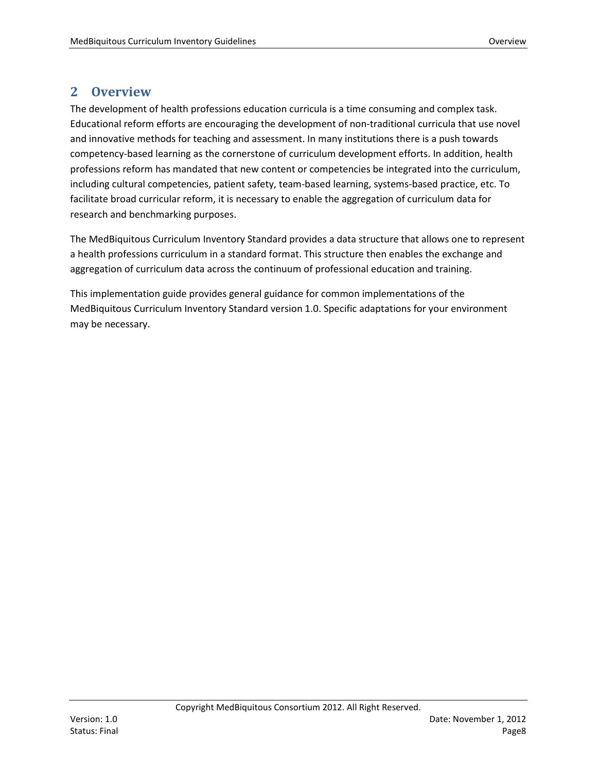# 2 Overview

The development of health professions education curricula is a time consuming and complex task. Educational reform efforts are encouraging the development of non-traditional curricula that use novel and innovative methods for teaching and assessment. In many institutions there is a push towards competency-based learning as the cornerstone of curriculum development efforts. In addition, health professions reform has mandated that new content or competencies be integrated into the curriculum, including cultural competencies, patient safety, team-based learning, systems-based practice, etc. To facilitate broad curricular reform, it is necessary to enable the aggregation of curriculum data for research and benchmarking purposes.

The MedBiquitous Curriculum Inventory Standard provides a data structure that allows one to represent a health professions curriculum in a standard format. This structure then enables the exchange and aggregation of curriculum data across the continuum of professional education and training.

This implementation guide provides general guidance for common implementations of the MedBiquitous Curriculum Inventory Standard version 1.0. Specific adaptations for your environment may be necessary.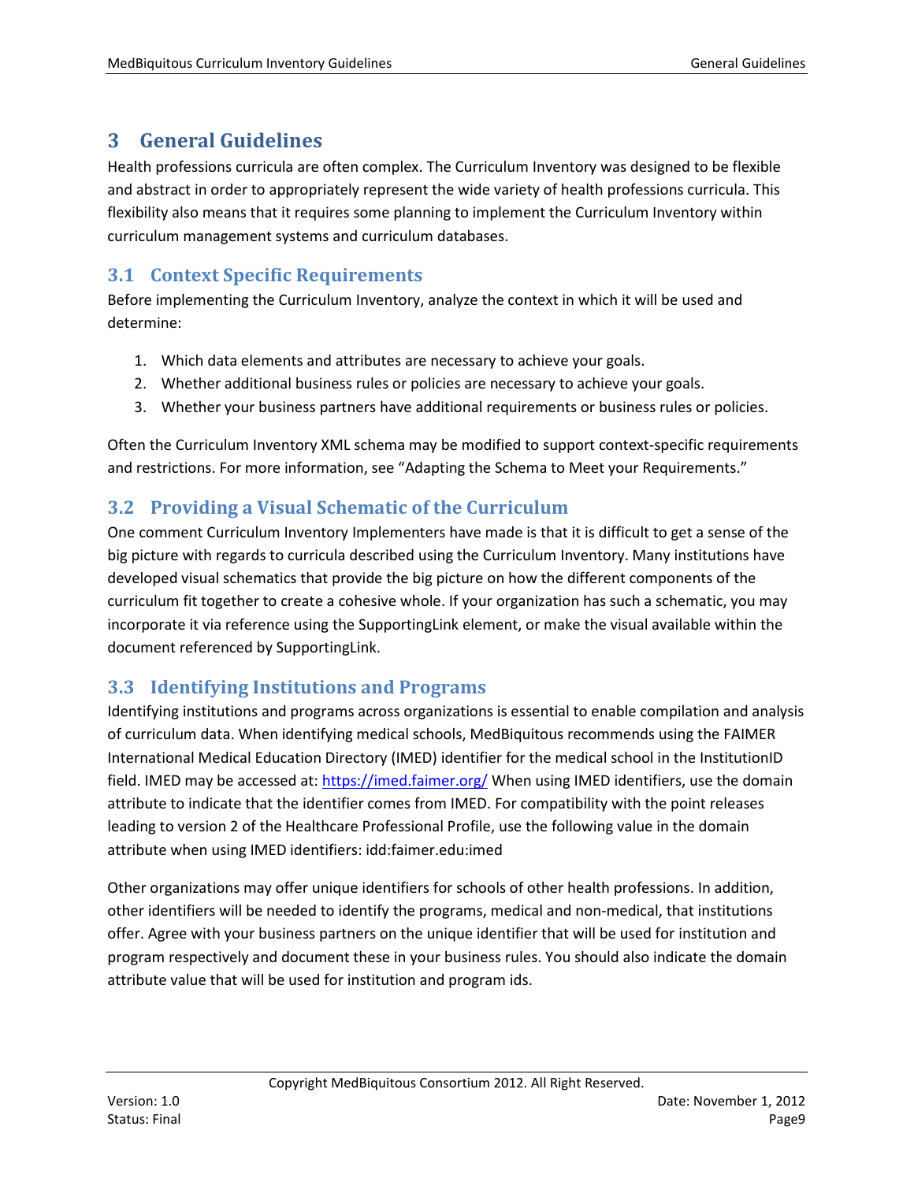# 3 General Guidelines

Health professions curricula are often complex. The Curriculum Inventory was designed to be flexible and abstract in order to appropriately represent the wide variety of health professions curricula. This flexibility also means that it requires some planning to implement the Curriculum Inventory within curriculum management systems and curriculum databases.

## 3.1 Context Specific Requirements

Before implementing the Curriculum Inventory, analyze the context in which it will be used and determine:

1. Which data elements and attributes are necessary to achieve your goals.
2. Whether additional business rules or policies are necessary to achieve your goals.
3. Whether your business partners have additional requirements or business rules or policies.

Often the Curriculum Inventory XML schema may be modified to support context-specific requirements and restrictions. For more information, see "Adapting the Schema to Meet your Requirements."

## 3.2 Providing a Visual Schematic of the Curriculum

One comment Curriculum Inventory Implementers have made is that it is difficult to get a sense of the big picture with regards to curricula described using the Curriculum Inventory. Many institutions have developed visual schematics that provide the big picture on how the different components of the curriculum fit together to create a cohesive whole. If your organization has such a schematic, you may incorporate it via reference using the SupportingLink element, or make the visual available within the document referenced by SupportingLink.

## 3.3 Identifying Institutions and Programs

Identifying institutions and programs across organizations is essential to enable compilation and analysis of curriculum data. When identifying medical schools, MedBiquitous recommends using the FAIMER International Medical Education Directory (IMED) identifier for the medical school in the InstitutionID field. IMED may be accessed at: https://imed.faimer.org/ When using IMED identifiers, use the domain attribute to indicate that the identifier comes from IMED. For compatibility with the point releases leading to version 2 of the Healthcare Professional Profile, use the following value in the domain attribute when using IMED identifiers: idd:faimer.edu:imed

Other organizations may offer unique identifiers for schools of other health professions. In addition, other identifiers will be needed to identify the programs, medical and non-medical, that institutions offer. Agree with your business partners on the unique identifier that will be used for institution and program respectively and document these in your business rules. You should also indicate the domain attribute value that will be used for institution and program ids.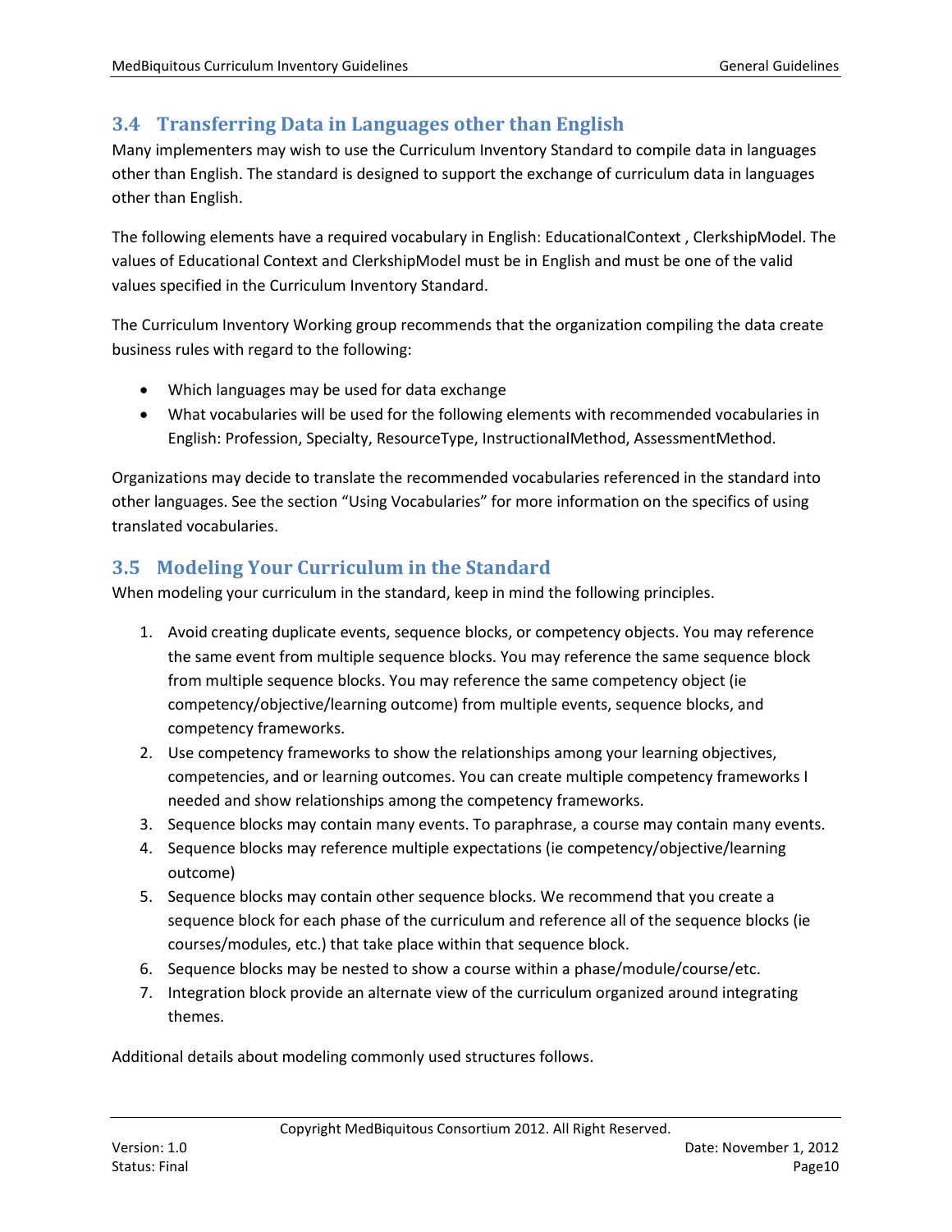## 3.4 Transferring Data in Languages other than English

Many implementers may wish to use the Curriculum Inventory Standard to compile data in languages other than English. The standard is designed to support the exchange of curriculum data in languages other than English.

The following elements have a required vocabulary in English: EducationalContext , ClerkshipModel. The values of Educational Context and ClerkshipModel must be in English and must be one of the valid values specified in the Curriculum Inventory Standard.

The Curriculum Inventory Working group recommends that the organization compiling the data create business rules with regard to the following:

- Which languages may be used for data exchange
- What vocabularies will be used for the following elements with recommended vocabularies in English: Profession, Specialty, ResourceType, InstructionalMethod, AssessmentMethod.

Organizations may decide to translate the recommended vocabularies referenced in the standard into other languages. See the section "Using Vocabularies" for more information on the specifics of using translated vocabularies.

## 3.5 Modeling Your Curriculum in the Standard

When modeling your curriculum in the standard, keep in mind the following principles.

1. Avoid creating duplicate events, sequence blocks, or competency objects. You may reference the same event from multiple sequence blocks. You may reference the same sequence block from multiple sequence blocks. You may reference the same competency object (ie competency/objective/learning outcome) from multiple events, sequence blocks, and competency frameworks.
2. Use competency frameworks to show the relationships among your learning objectives, competencies, and or learning outcomes. You can create multiple competency frameworks I needed and show relationships among the competency frameworks.
3. Sequence blocks may contain many events. To paraphrase, a course may contain many events.
4. Sequence blocks may reference multiple expectations (ie competency/objective/learning outcome)
5. Sequence blocks may contain other sequence blocks. We recommend that you create a sequence block for each phase of the curriculum and reference all of the sequence blocks (ie courses/modules, etc.) that take place within that sequence block.
6. Sequence blocks may be nested to show a course within a phase/module/course/etc.
7. Integration block provide an alternate view of the curriculum organized around integrating themes.

Additional details about modeling commonly used structures follows.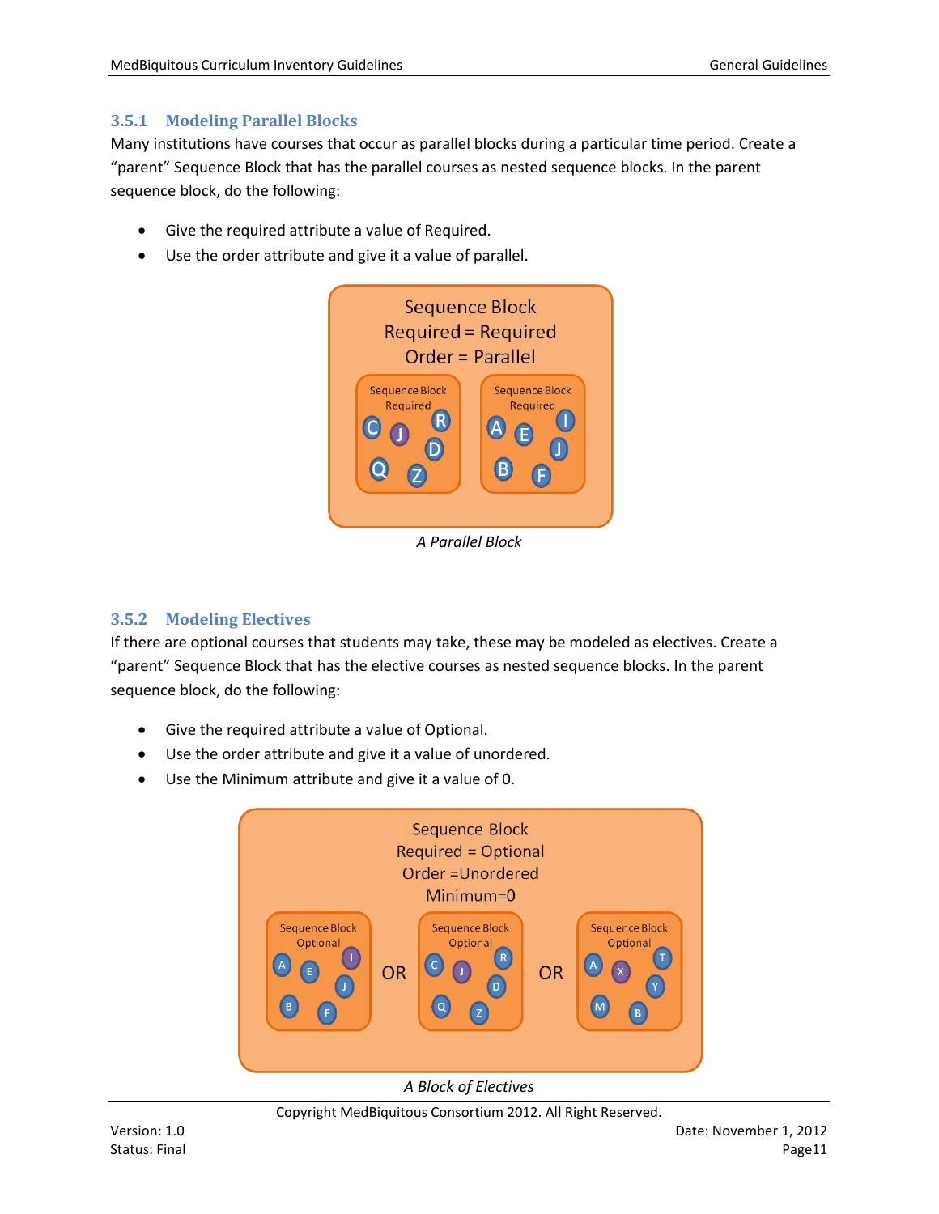### 3.5.1 Modeling Parallel Blocks

Many institutions have courses that occur as parallel blocks during a particular time period. Create a "parent" Sequence Block that has the parallel courses as nested sequence blocks. In the parent sequence block, do the following:

- Give the required attribute a value of Required.
- Use the order attribute and give it a value of parallel.

*A Parallel Block*

### 3.5.2 Modeling Electives

If there are optional courses that students may take, these may be modeled as electives. Create a "parent" Sequence Block that has the elective courses as nested sequence blocks. In the parent sequence block, do the following:

- Give the required attribute a value of Optional.
- Use the order attribute and give it a value of unordered.
- Use the Minimum attribute and give it a value of 0.

*A Block of Electives*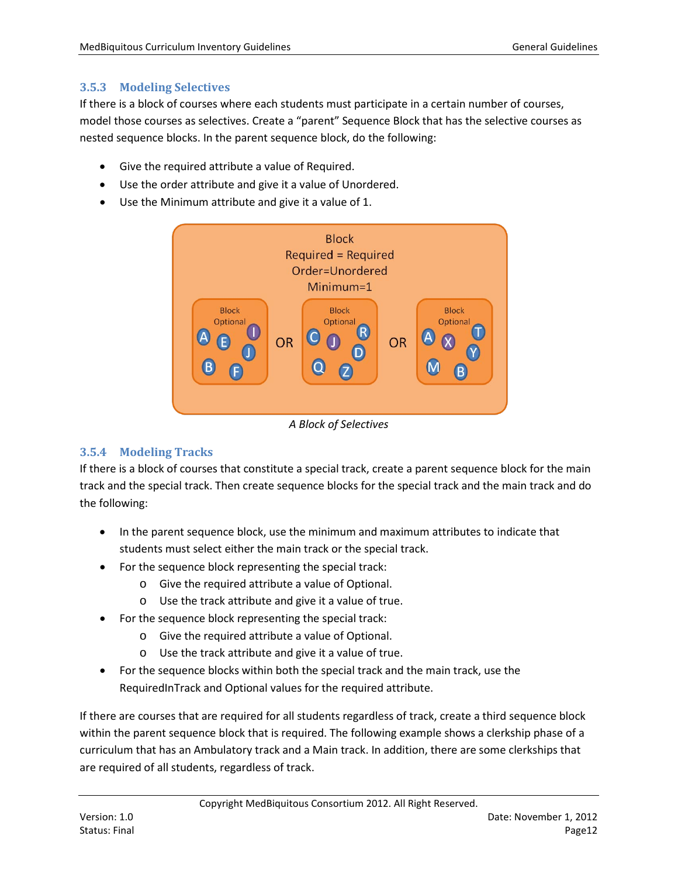### 3.5.3 Modeling Selectives

If there is a block of courses where each students must participate in a certain number of courses, model those courses as selectives. Create a “parent” Sequence Block that has the selective courses as nested sequence blocks. In the parent sequence block, do the following:

- Give the required attribute a value of Required.
- Use the order attribute and give it a value of Unordered.
- Use the Minimum attribute and give it a value of 1.

*A Block of Selectives*

### 3.5.4 Modeling Tracks

If there is a block of courses that constitute a special track, create a parent sequence block for the main track and the special track. Then create sequence blocks for the special track and the main track and do the following:

- In the parent sequence block, use the minimum and maximum attributes to indicate that students must select either the main track or the special track.
- For the sequence block representing the special track:
  - Give the required attribute a value of Optional.
  - Use the track attribute and give it a value of true.
- For the sequence block representing the special track:
  - Give the required attribute a value of Optional.
  - Use the track attribute and give it a value of true.
- For the sequence blocks within both the special track and the main track, use the RequiredInTrack and Optional values for the required attribute.

If there are courses that are required for all students regardless of track, create a third sequence block within the parent sequence block that is required. The following example shows a clerkship phase of a curriculum that has an Ambulatory track and a Main track. In addition, there are some clerkships that are required of all students, regardless of track.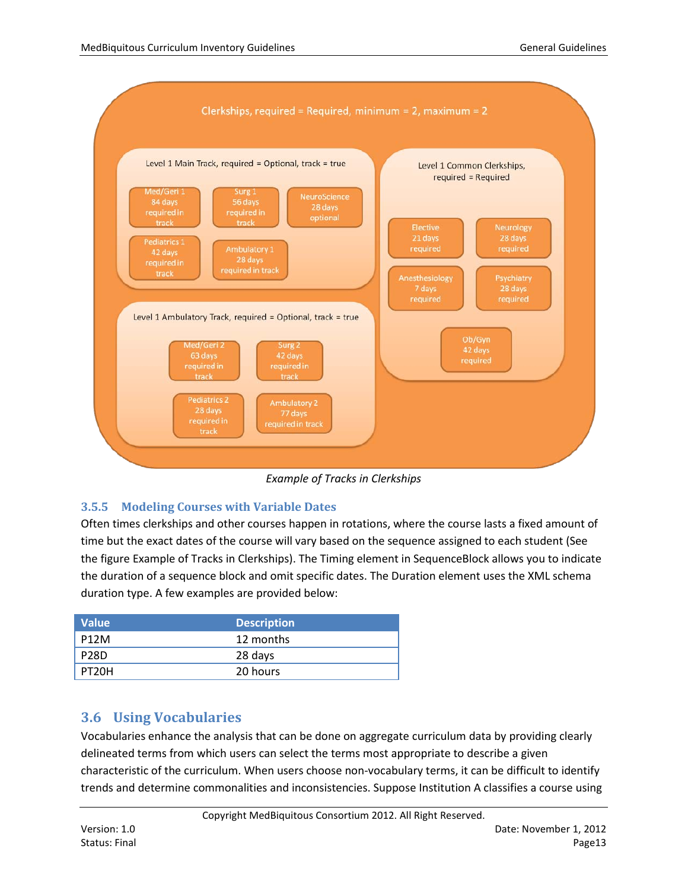**Clerkships, required = Required, minimum = 2, maximum = 2**

- Level 1 Main Track, required = Optional, track = true
  - Med/Geri 1, 84 days, required in track
  - Surg 1, 56 days, required in track
  - NeuroScience, 28 days, optional
  - Pediatrics 1, 42 days, required in track
  - Ambulatory 1, 28 days, required in track
- Level 1 Common Clerkships, required = Required
  - Elective, 21 days, required
  - Neurology, 28 days, required
  - Anesthesiology, 7 days, required
  - Psychiatry, 28 days, required
  - Ob/Gyn, 42 days, required
- Level 1 Ambulatory Track, required = Optional, track = true
  - Med/Geri 2, 63 days, required in track
  - Surg 2, 42 days, required in track
  - Pediatrics 2, 28 days, required in track
  - Ambulatory 2, 77 days, required in track

*Example of Tracks in Clerkships*

### 3.5.5 Modeling Courses with Variable Dates

Often times clerkships and other courses happen in rotations, where the course lasts a fixed amount of time but the exact dates of the course will vary based on the sequence assigned to each student (See the figure Example of Tracks in Clerkships). The Timing element in SequenceBlock allows you to indicate the duration of a sequence block and omit specific dates. The Duration element uses the XML schema duration type. A few examples are provided below:

| Value | Description |
|---|---|
| P12M | 12 months |
| P28D | 28 days |
| PT20H | 20 hours |

## 3.6 Using Vocabularies

Vocabularies enhance the analysis that can be done on aggregate curriculum data by providing clearly delineated terms from which users can select the terms most appropriate to describe a given characteristic of the curriculum. When users choose non-vocabulary terms, it can be difficult to identify trends and determine commonalities and inconsistencies. Suppose Institution A classifies a course using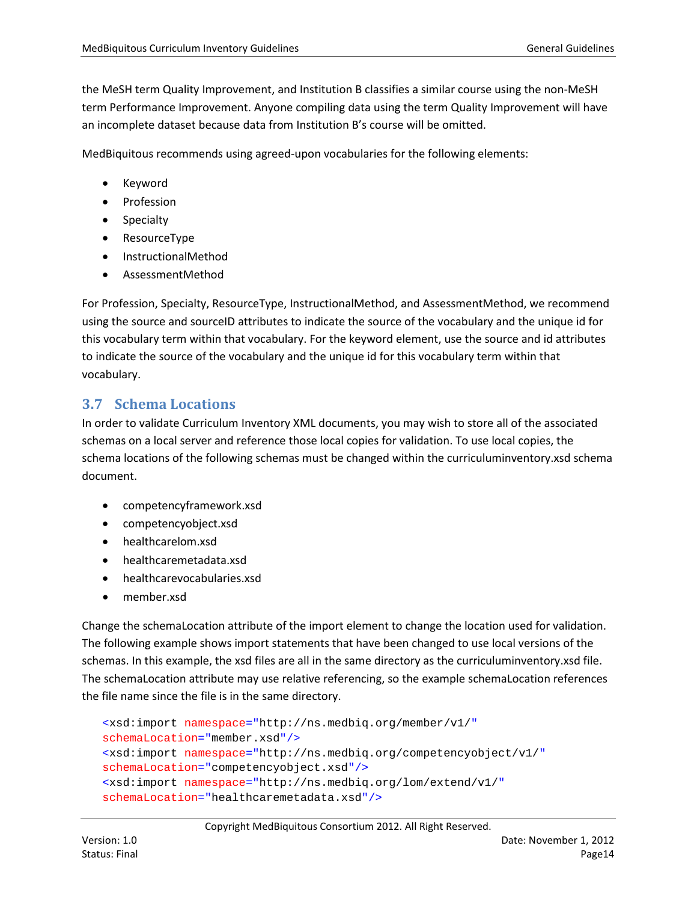the MeSH term Quality Improvement, and Institution B classifies a similar course using the non-MeSH term Performance Improvement. Anyone compiling data using the term Quality Improvement will have an incomplete dataset because data from Institution B's course will be omitted.

MedBiquitous recommends using agreed-upon vocabularies for the following elements:

- Keyword
- Profession
- Specialty
- ResourceType
- InstructionalMethod
- AssessmentMethod

For Profession, Specialty, ResourceType, InstructionalMethod, and AssessmentMethod, we recommend using the source and sourceID attributes to indicate the source of the vocabulary and the unique id for this vocabulary term within that vocabulary. For the keyword element, use the source and id attributes to indicate the source of the vocabulary and the unique id for this vocabulary term within that vocabulary.

## 3.7 Schema Locations

In order to validate Curriculum Inventory XML documents, you may wish to store all of the associated schemas on a local server and reference those local copies for validation. To use local copies, the schema locations of the following schemas must be changed within the curriculuminventory.xsd schema document.

- competencyframework.xsd
- competencyobject.xsd
- healthcarelom.xsd
- healthcaremetadata.xsd
- healthcarevocabularies.xsd
- member.xsd

Change the schemaLocation attribute of the import element to change the location used for validation. The following example shows import statements that have been changed to use local versions of the schemas. In this example, the xsd files are all in the same directory as the curriculuminventory.xsd file. The schemaLocation attribute may use relative referencing, so the example schemaLocation references the file name since the file is in the same directory.

```
<xsd:import namespace="http://ns.medbiq.org/member/v1/"
schemaLocation="member.xsd"/>
<xsd:import namespace="http://ns.medbiq.org/competencyobject/v1/"
schemaLocation="competencyobject.xsd"/>
<xsd:import namespace="http://ns.medbiq.org/lom/extend/v1/"
schemaLocation="healthcaremetadata.xsd"/>
```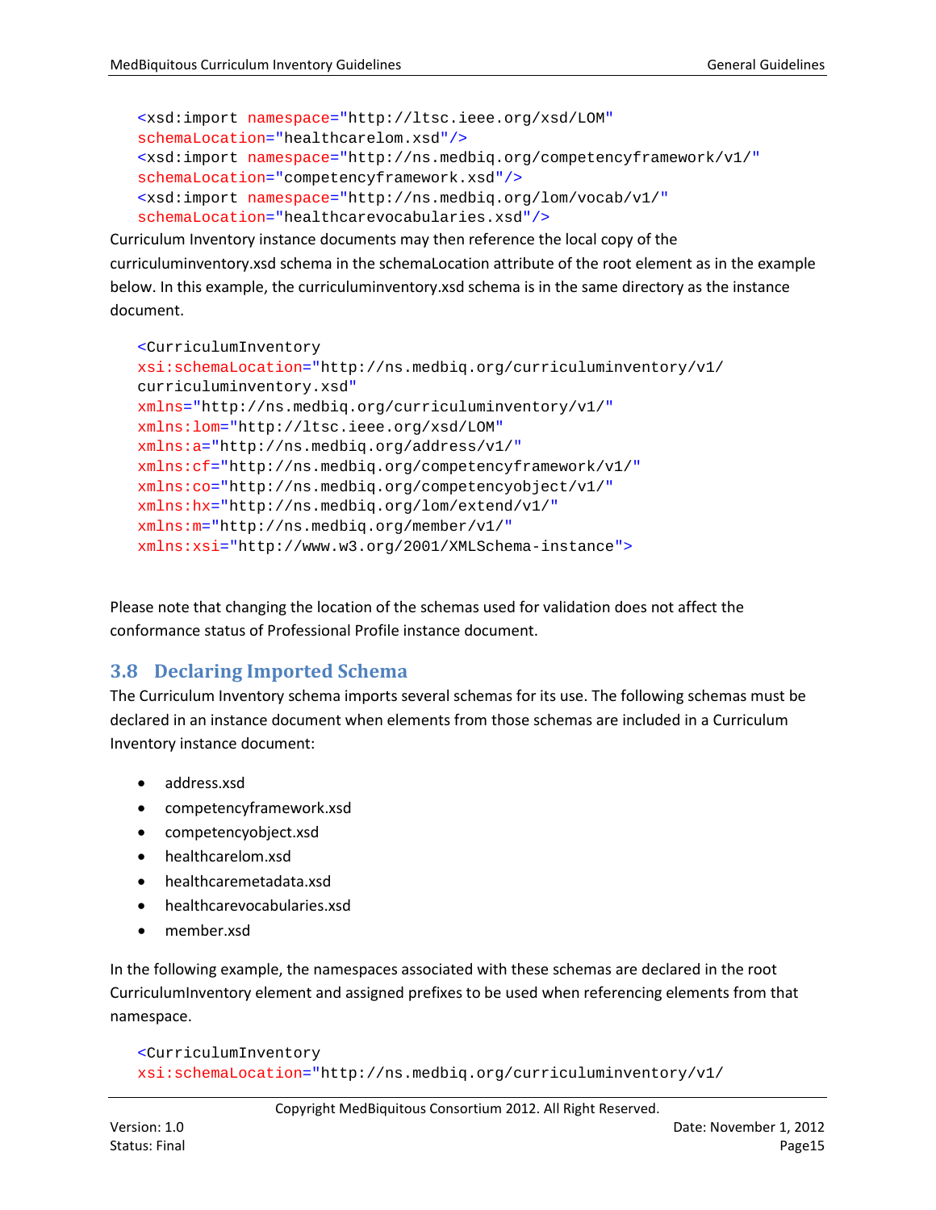```
<xsd:import namespace="http://ltsc.ieee.org/xsd/LOM"
schemaLocation="healthcarelom.xsd"/>
<xsd:import namespace="http://ns.medbiq.org/competencyframework/v1/"
schemaLocation="competencyframework.xsd"/>
<xsd:import namespace="http://ns.medbiq.org/lom/vocab/v1/"
schemaLocation="healthcarevocabularies.xsd"/>
```

Curriculum Inventory instance documents may then reference the local copy of the curriculuminventory.xsd schema in the schemaLocation attribute of the root element as in the example below. In this example, the curriculuminventory.xsd schema is in the same directory as the instance document.

```
<CurriculumInventory
xsi:schemaLocation="http://ns.medbiq.org/curriculuminventory/v1/
curriculuminventory.xsd"
xmlns="http://ns.medbiq.org/curriculuminventory/v1/"
xmlns:lom="http://ltsc.ieee.org/xsd/LOM"
xmlns:a="http://ns.medbiq.org/address/v1/"
xmlns:cf="http://ns.medbiq.org/competencyframework/v1/"
xmlns:co="http://ns.medbiq.org/competencyobject/v1/"
xmlns:hx="http://ns.medbiq.org/lom/extend/v1/"
xmlns:m="http://ns.medbiq.org/member/v1/"
xmlns:xsi="http://www.w3.org/2001/XMLSchema-instance">
```

Please note that changing the location of the schemas used for validation does not affect the conformance status of Professional Profile instance document.

## 3.8 Declaring Imported Schema

The Curriculum Inventory schema imports several schemas for its use. The following schemas must be declared in an instance document when elements from those schemas are included in a Curriculum Inventory instance document:

- address.xsd
- competencyframework.xsd
- competencyobject.xsd
- healthcarelom.xsd
- healthcaremetadata.xsd
- healthcarevocabularies.xsd
- member.xsd

In the following example, the namespaces associated with these schemas are declared in the root CurriculumInventory element and assigned prefixes to be used when referencing elements from that namespace.

```
<CurriculumInventory
xsi:schemaLocation="http://ns.medbiq.org/curriculuminventory/v1/
```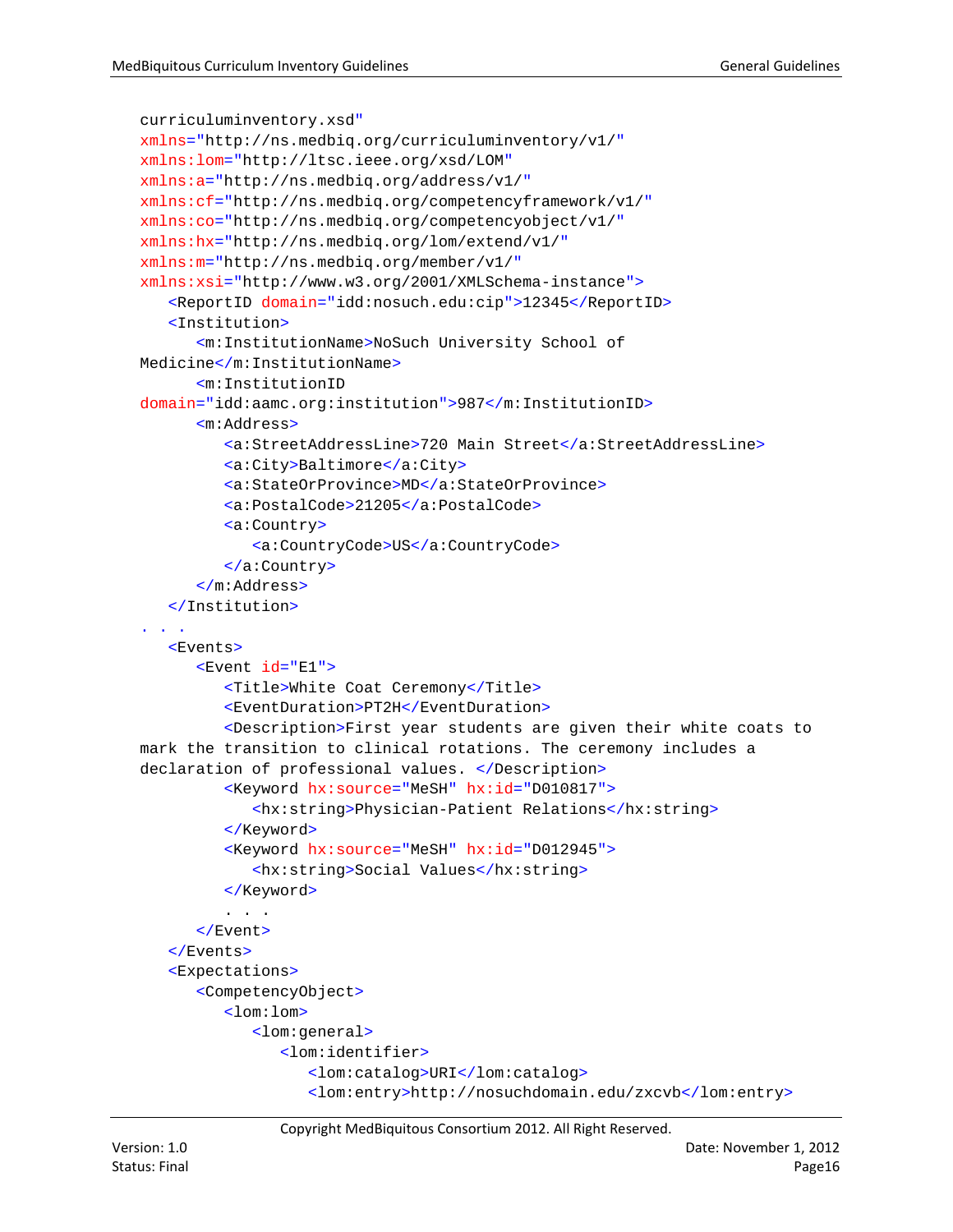```
curriculuminventory.xsd"
xmlns="http://ns.medbiq.org/curriculuminventory/v1/"
xmlns:lom="http://ltsc.ieee.org/xsd/LOM"
xmlns:a="http://ns.medbiq.org/address/v1/"
xmlns:cf="http://ns.medbiq.org/competencyframework/v1/"
xmlns:co="http://ns.medbiq.org/competencyobject/v1/"
xmlns:hx="http://ns.medbiq.org/lom/extend/v1/"
xmlns:m="http://ns.medbiq.org/member/v1/"
xmlns:xsi="http://www.w3.org/2001/XMLSchema-instance">
   <ReportID domain="idd:nosuch.edu:cip">12345</ReportID>
   <Institution>
      <m:InstitutionName>NoSuch University School of
Medicine</m:InstitutionName>
      <m:InstitutionID
domain="idd:aamc.org:institution">987</m:InstitutionID>
      <m:Address>
         <a:StreetAddressLine>720 Main Street</a:StreetAddressLine>
         <a:City>Baltimore</a:City>
         <a:StateOrProvince>MD</a:StateOrProvince>
         <a:PostalCode>21205</a:PostalCode>
         <a:Country>
            <a:CountryCode>US</a:CountryCode>
         </a:Country>
      </m:Address>
   </Institution>
. . .
   <Events>
      <Event id="E1">
         <Title>White Coat Ceremony</Title>
         <EventDuration>PT2H</EventDuration>
         <Description>First year students are given their white coats to
mark the transition to clinical rotations. The ceremony includes a
declaration of professional values. </Description>
         <Keyword hx:source="MeSH" hx:id="D010817">
            <hx:string>Physician-Patient Relations</hx:string>
         </Keyword>
         <Keyword hx:source="MeSH" hx:id="D012945">
            <hx:string>Social Values</hx:string>
         </Keyword>
         . . .
      </Event>
   </Events>
   <Expectations>
      <CompetencyObject>
         <lom:lom>
            <lom:general>
               <lom:identifier>
                  <lom:catalog>URI</lom:catalog>
                  <lom:entry>http://nosuchdomain.edu/zxcvb</lom:entry>
```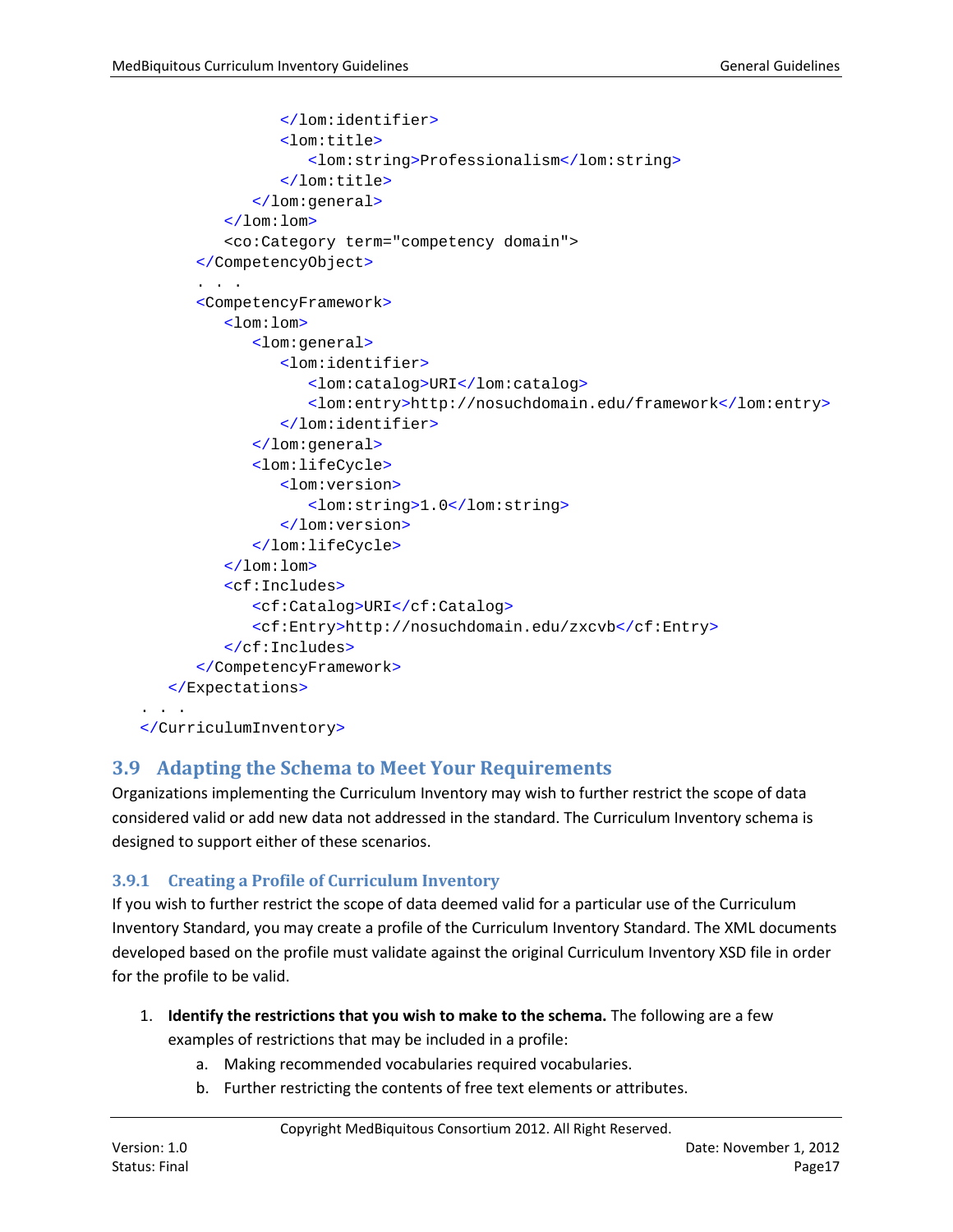```
                </lom:identifier>
                <lom:title>
                    <lom:string>Professionalism</lom:string>
                </lom:title>
            </lom:general>
        </lom:lom>
        <co:Category term="competency domain">
    </CompetencyObject>
    . . .
    <CompetencyFramework>
        <lom:lom>
            <lom:general>
                <lom:identifier>
                    <lom:catalog>URI</lom:catalog>
                    <lom:entry>http://nosuchdomain.edu/framework</lom:entry>
                </lom:identifier>
            </lom:general>
            <lom:lifeCycle>
                <lom:version>
                    <lom:string>1.0</lom:string>
                </lom:version>
            </lom:lifeCycle>
        </lom:lom>
        <cf:Includes>
            <cf:Catalog>URI</cf:Catalog>
            <cf:Entry>http://nosuchdomain.edu/zxcvb</cf:Entry>
        </cf:Includes>
    </CompetencyFramework>
  </Expectations>
. . .
</CurriculumInventory>
```

## 3.9 Adapting the Schema to Meet Your Requirements

Organizations implementing the Curriculum Inventory may wish to further restrict the scope of data considered valid or add new data not addressed in the standard. The Curriculum Inventory schema is designed to support either of these scenarios.

### 3.9.1 Creating a Profile of Curriculum Inventory

If you wish to further restrict the scope of data deemed valid for a particular use of the Curriculum Inventory Standard, you may create a profile of the Curriculum Inventory Standard. The XML documents developed based on the profile must validate against the original Curriculum Inventory XSD file in order for the profile to be valid.

1. **Identify the restrictions that you wish to make to the schema.** The following are a few examples of restrictions that may be included in a profile:
    a. Making recommended vocabularies required vocabularies.
    b. Further restricting the contents of free text elements or attributes.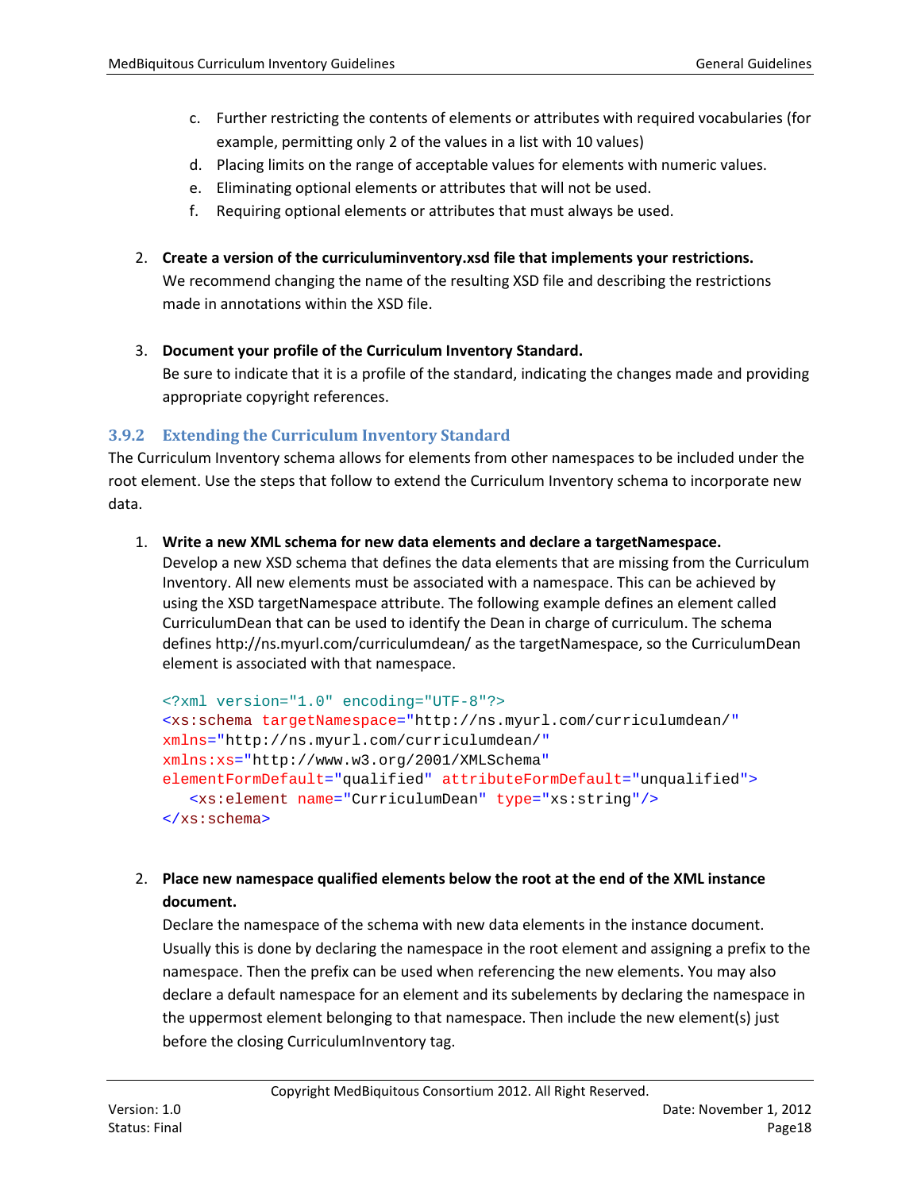c. Further restricting the contents of elements or attributes with required vocabularies (for example, permitting only 2 of the values in a list with 10 values)
d. Placing limits on the range of acceptable values for elements with numeric values.
e. Eliminating optional elements or attributes that will not be used.
f. Requiring optional elements or attributes that must always be used.

2. **Create a version of the curriculuminventory.xsd file that implements your restrictions.**
   We recommend changing the name of the resulting XSD file and describing the restrictions made in annotations within the XSD file.

3. **Document your profile of the Curriculum Inventory Standard.**
   Be sure to indicate that it is a profile of the standard, indicating the changes made and providing appropriate copyright references.

### 3.9.2 Extending the Curriculum Inventory Standard

The Curriculum Inventory schema allows for elements from other namespaces to be included under the root element. Use the steps that follow to extend the Curriculum Inventory schema to incorporate new data.

1. **Write a new XML schema for new data elements and declare a targetNamespace.**
   Develop a new XSD schema that defines the data elements that are missing from the Curriculum Inventory. All new elements must be associated with a namespace. This can be achieved by using the XSD targetNamespace attribute. The following example defines an element called CurriculumDean that can be used to identify the Dean in charge of curriculum. The schema defines http://ns.myurl.com/curriculumdean/ as the targetNamespace, so the CurriculumDean element is associated with that namespace.

```
<?xml version="1.0" encoding="UTF-8"?>
<xs:schema targetNamespace="http://ns.myurl.com/curriculumdean/"
xmlns="http://ns.myurl.com/curriculumdean/"
xmlns:xs="http://www.w3.org/2001/XMLSchema"
elementFormDefault="qualified" attributeFormDefault="unqualified">
   <xs:element name="CurriculumDean" type="xs:string"/>
</xs:schema>
```

2. **Place new namespace qualified elements below the root at the end of the XML instance document.**
   Declare the namespace of the schema with new data elements in the instance document. Usually this is done by declaring the namespace in the root element and assigning a prefix to the namespace. Then the prefix can be used when referencing the new elements. You may also declare a default namespace for an element and its subelements by declaring the namespace in the uppermost element belonging to that namespace. Then include the new element(s) just before the closing CurriculumInventory tag.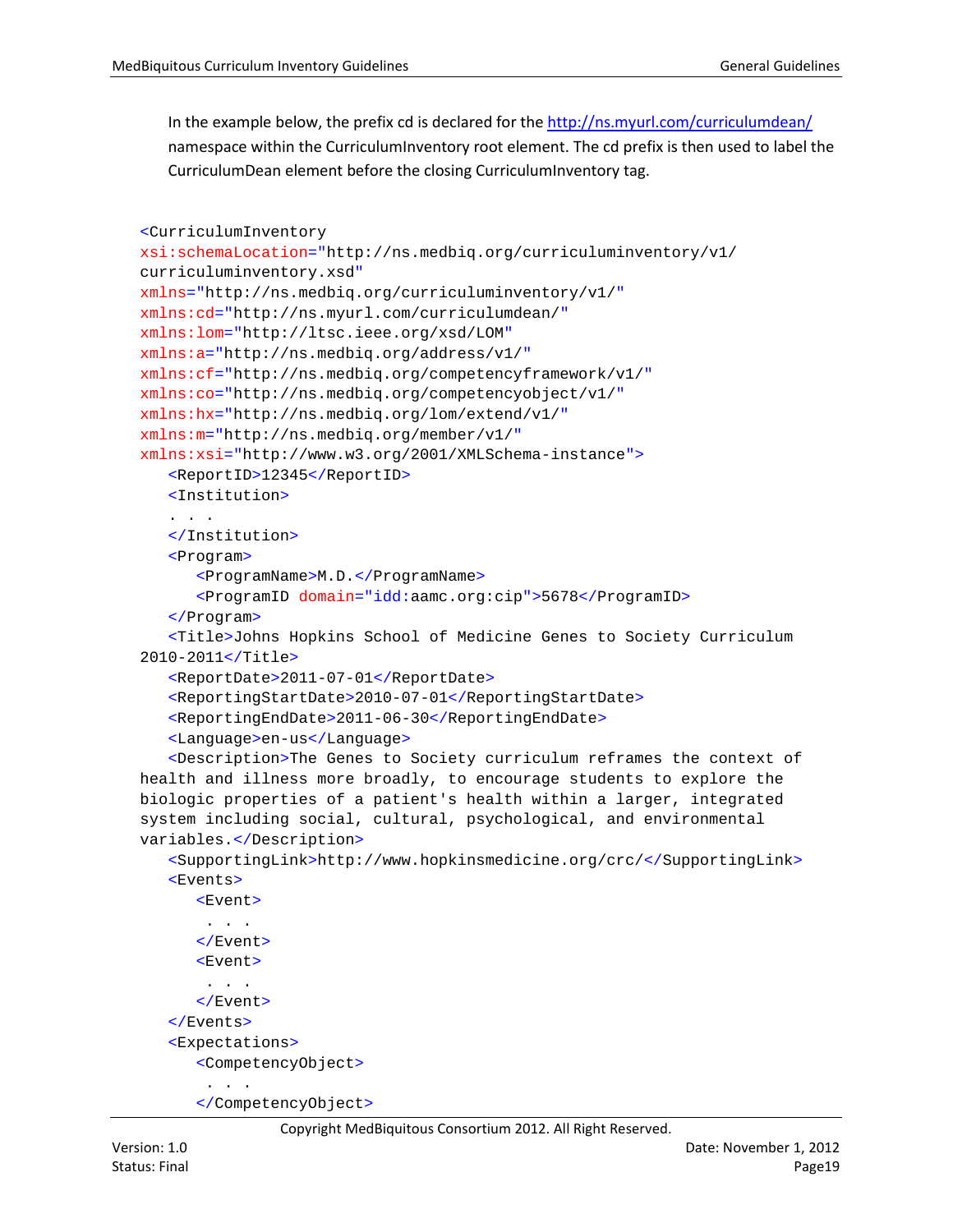In the example below, the prefix cd is declared for the http://ns.myurl.com/curriculumdean/ namespace within the CurriculumInventory root element. The cd prefix is then used to label the CurriculumDean element before the closing CurriculumInventory tag.

```
<CurriculumInventory
xsi:schemaLocation="http://ns.medbiq.org/curriculuminventory/v1/
curriculuminventory.xsd"
xmlns="http://ns.medbiq.org/curriculuminventory/v1/"
xmlns:cd="http://ns.myurl.com/curriculumdean/"
xmlns:lom="http://ltsc.ieee.org/xsd/LOM"
xmlns:a="http://ns.medbiq.org/address/v1/"
xmlns:cf="http://ns.medbiq.org/competencyframework/v1/"
xmlns:co="http://ns.medbiq.org/competencyobject/v1/"
xmlns:hx="http://ns.medbiq.org/lom/extend/v1/"
xmlns:m="http://ns.medbiq.org/member/v1/"
xmlns:xsi="http://www.w3.org/2001/XMLSchema-instance">
   <ReportID>12345</ReportID>
   <Institution>
   . . .
   </Institution>
   <Program>
      <ProgramName>M.D.</ProgramName>
      <ProgramID domain="idd:aamc.org:cip">5678</ProgramID>
   </Program>
   <Title>Johns Hopkins School of Medicine Genes to Society Curriculum
2010-2011</Title>
   <ReportDate>2011-07-01</ReportDate>
   <ReportingStartDate>2010-07-01</ReportingStartDate>
   <ReportingEndDate>2011-06-30</ReportingEndDate>
   <Language>en-us</Language>
   <Description>The Genes to Society curriculum reframes the context of
health and illness more broadly, to encourage students to explore the
biologic properties of a patient's health within a larger, integrated
system including social, cultural, psychological, and environmental
variables.</Description>
   <SupportingLink>http://www.hopkinsmedicine.org/crc/</SupportingLink>
   <Events>
      <Event>
       . . .
      </Event>
      <Event>
       . . .
      </Event>
   </Events>
   <Expectations>
      <CompetencyObject>
       . . .
      </CompetencyObject>
```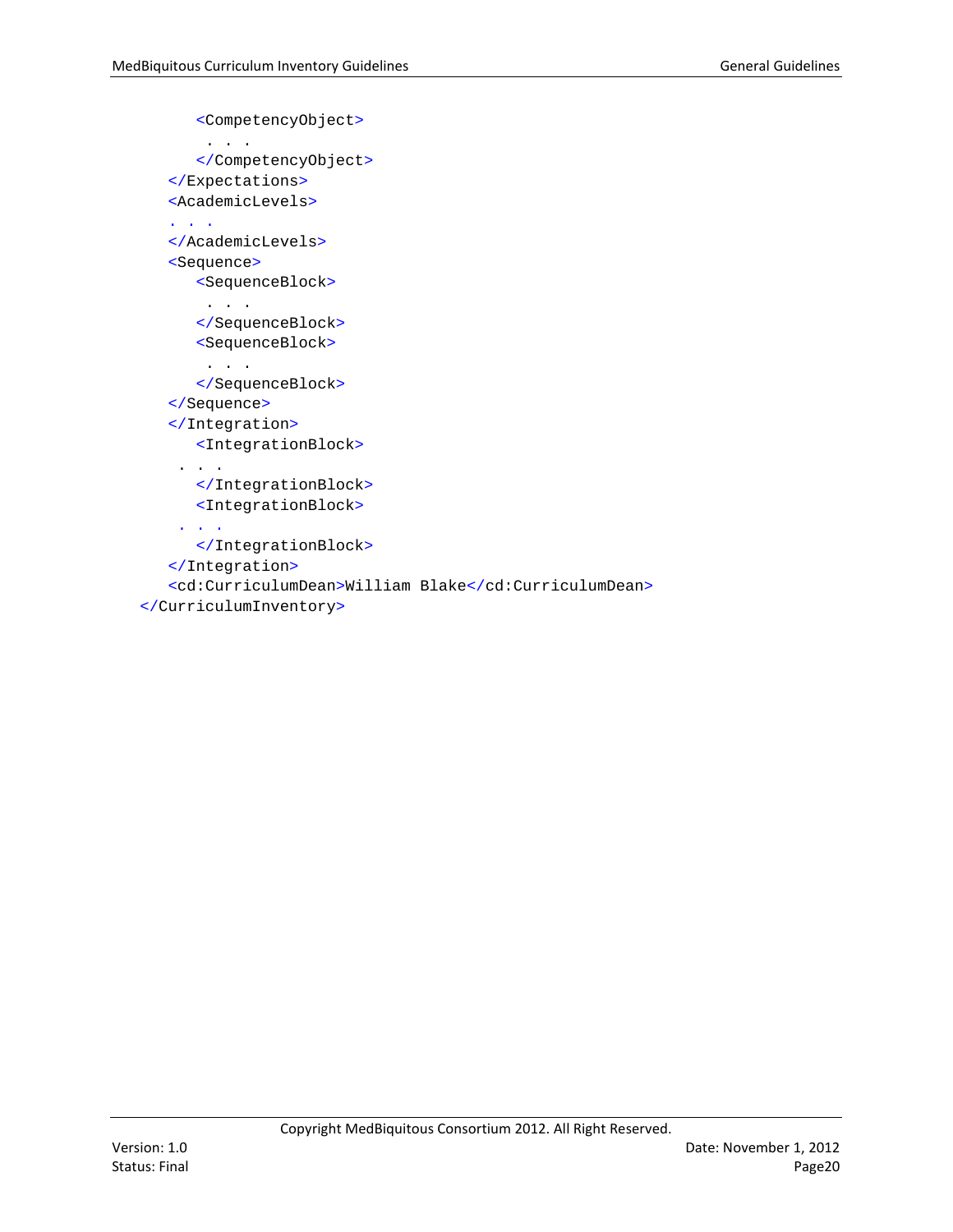```
        <CompetencyObject>
          . . .
        </CompetencyObject>
      </Expectations>
      <AcademicLevels>
      . . .
      </AcademicLevels>
      <Sequence>
        <SequenceBlock>
          . . .
        </SequenceBlock>
        <SequenceBlock>
          . . .
        </SequenceBlock>
      </Sequence>
      </Integration>
        <IntegrationBlock>
       . . .
        </IntegrationBlock>
        <IntegrationBlock>
       . . .
        </IntegrationBlock>
      </Integration>
      <cd:CurriculumDean>William Blake</cd:CurriculumDean>
    </CurriculumInventory>
```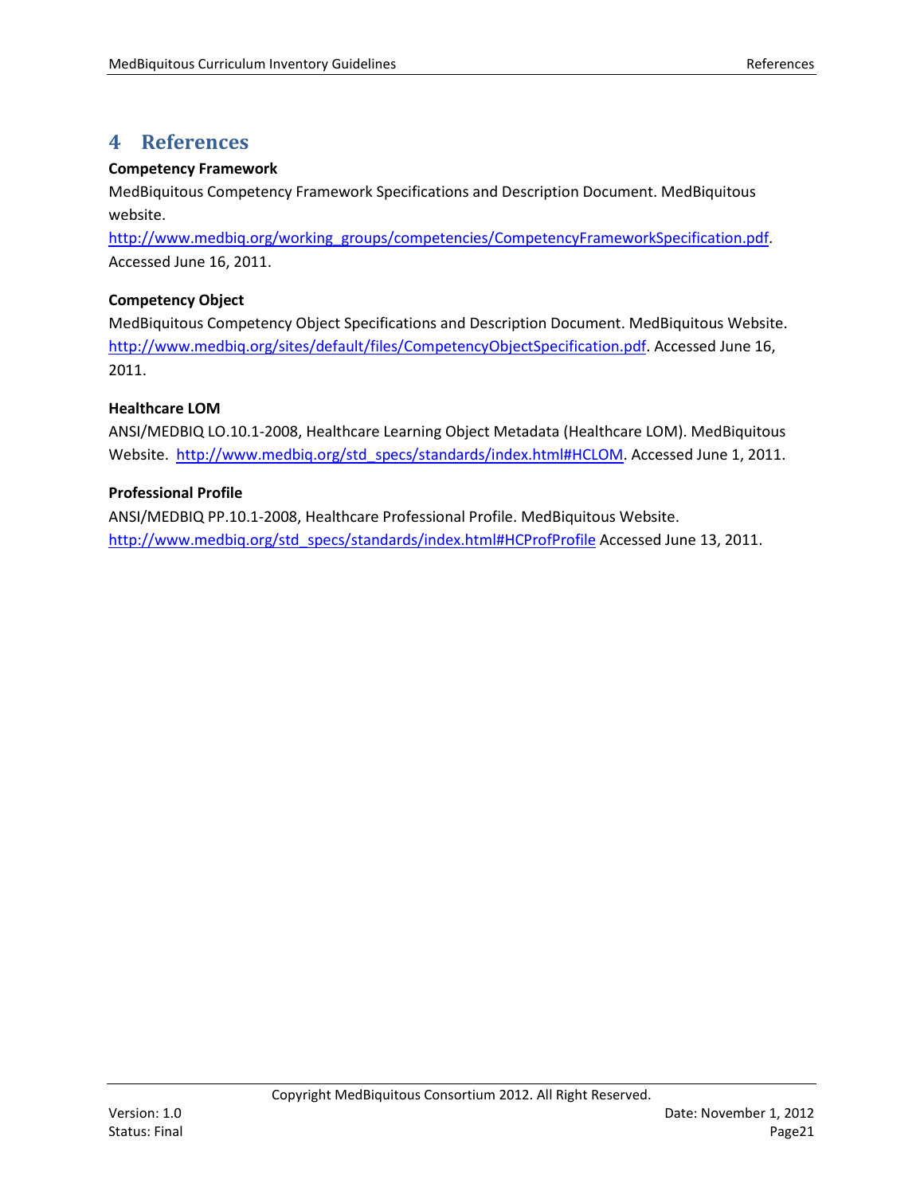# 4 References

**Competency Framework**

MedBiquitous Competency Framework Specifications and Description Document. MedBiquitous website. http://www.medbiq.org/working_groups/competencies/CompetencyFrameworkSpecification.pdf. Accessed June 16, 2011.

**Competency Object**

MedBiquitous Competency Object Specifications and Description Document. MedBiquitous Website. http://www.medbiq.org/sites/default/files/CompetencyObjectSpecification.pdf. Accessed June 16, 2011.

**Healthcare LOM**

ANSI/MEDBIQ LO.10.1-2008, Healthcare Learning Object Metadata (Healthcare LOM). MedBiquitous Website. http://www.medbiq.org/std_specs/standards/index.html#HCLOM. Accessed June 1, 2011.

**Professional Profile**

ANSI/MEDBIQ PP.10.1-2008, Healthcare Professional Profile. MedBiquitous Website. http://www.medbiq.org/std_specs/standards/index.html#HCProfProfile Accessed June 13, 2011.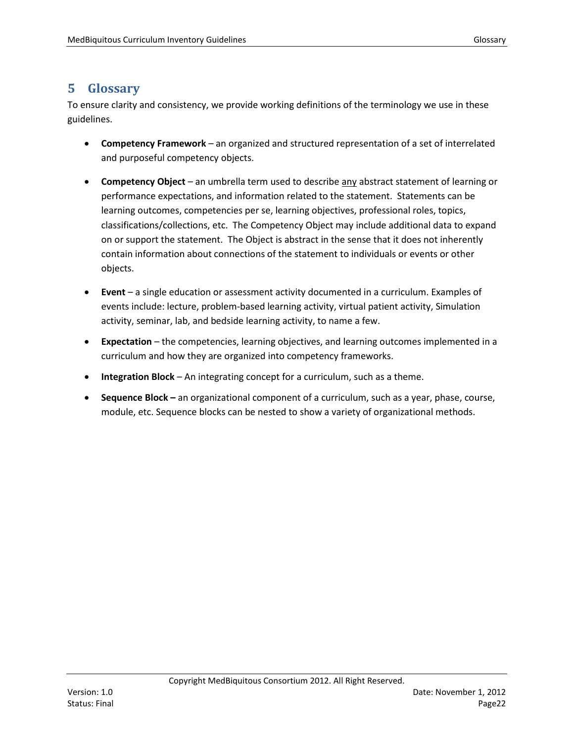# 5 Glossary

To ensure clarity and consistency, we provide working definitions of the terminology we use in these guidelines.

- **Competency Framework** – an organized and structured representation of a set of interrelated and purposeful competency objects.
- **Competency Object** – an umbrella term used to describe any abstract statement of learning or performance expectations, and information related to the statement. Statements can be learning outcomes, competencies per se, learning objectives, professional roles, topics, classifications/collections, etc. The Competency Object may include additional data to expand on or support the statement. The Object is abstract in the sense that it does not inherently contain information about connections of the statement to individuals or events or other objects.
- **Event** – a single education or assessment activity documented in a curriculum. Examples of events include: lecture, problem-based learning activity, virtual patient activity, Simulation activity, seminar, lab, and bedside learning activity, to name a few.
- **Expectation** – the competencies, learning objectives, and learning outcomes implemented in a curriculum and how they are organized into competency frameworks.
- **Integration Block** – An integrating concept for a curriculum, such as a theme.
- **Sequence Block –** an organizational component of a curriculum, such as a year, phase, course, module, etc. Sequence blocks can be nested to show a variety of organizational methods.